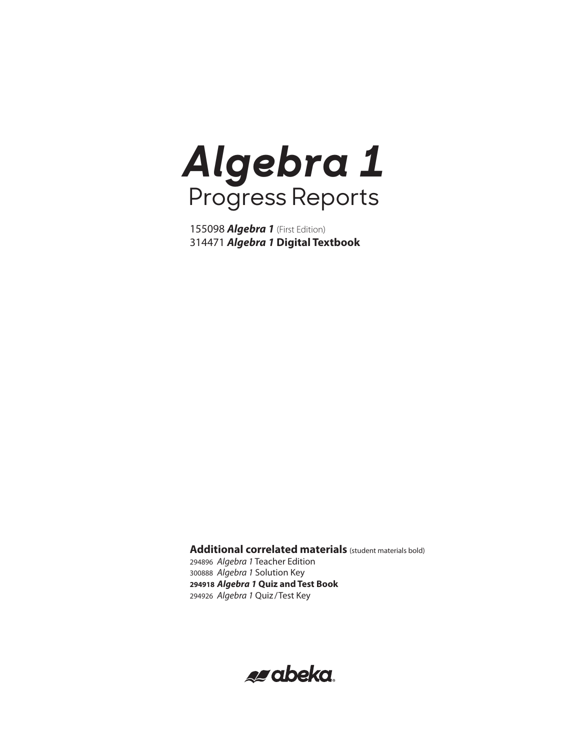# *Algebra 1*
## Progress Reports

155098 ***Algebra 1*** (First Edition)
314471 ***Algebra 1* Digital Textbook**

**Additional correlated materials** (student materials bold)
294896 *Algebra 1* Teacher Edition
300888 *Algebra 1* Solution Key
**294918 *Algebra 1* Quiz and Test Book**
294926 *Algebra 1* Quiz / Test Key

abeka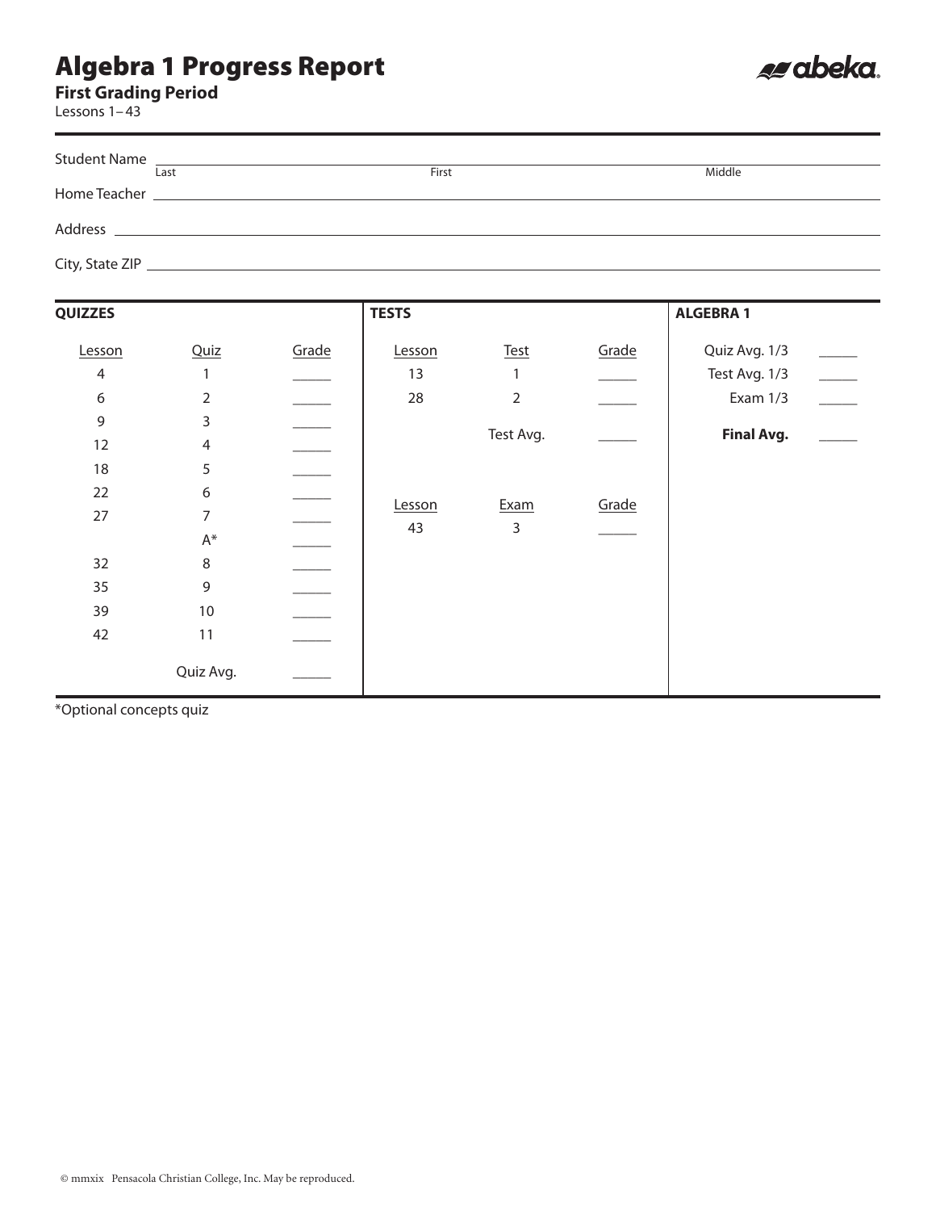# Algebra 1 Progress Report

**First Grading Period**

Lessons 1–43

abeka

Student Name ______________________________________________
Last First Middle

Home Teacher ______________________________________________

Address ______________________________________________

City, State ZIP ______________________________________________

**QUIZZES**

| Lesson | Quiz | Grade |
|---|---|---|
| 4 | 1 | _____ |
| 6 | 2 | _____ |
| 9 | 3 | _____ |
| 12 | 4 | _____ |
| 18 | 5 | _____ |
| 22 | 6 | _____ |
| 27 | 7 | _____ |
| | A* | _____ |
| 32 | 8 | _____ |
| 35 | 9 | _____ |
| 39 | 10 | _____ |
| 42 | 11 | _____ |
| | Quiz Avg. | _____ |

**TESTS**

| Lesson | Test | Grade |
|---|---|---|
| 13 | 1 | _____ |
| 28 | 2 | _____ |
| | Test Avg. | _____ |

| Lesson | Exam | Grade |
|---|---|---|
| 43 | 3 | _____ |

**ALGEBRA 1**

| | |
|---|---|
| Quiz Avg. 1/3 | _____ |
| Test Avg. 1/3 | _____ |
| Exam 1/3 | _____ |
| **Final Avg.** | _____ |

*Optional concepts quiz

© mmxix Pensacola Christian College, Inc. May be reproduced.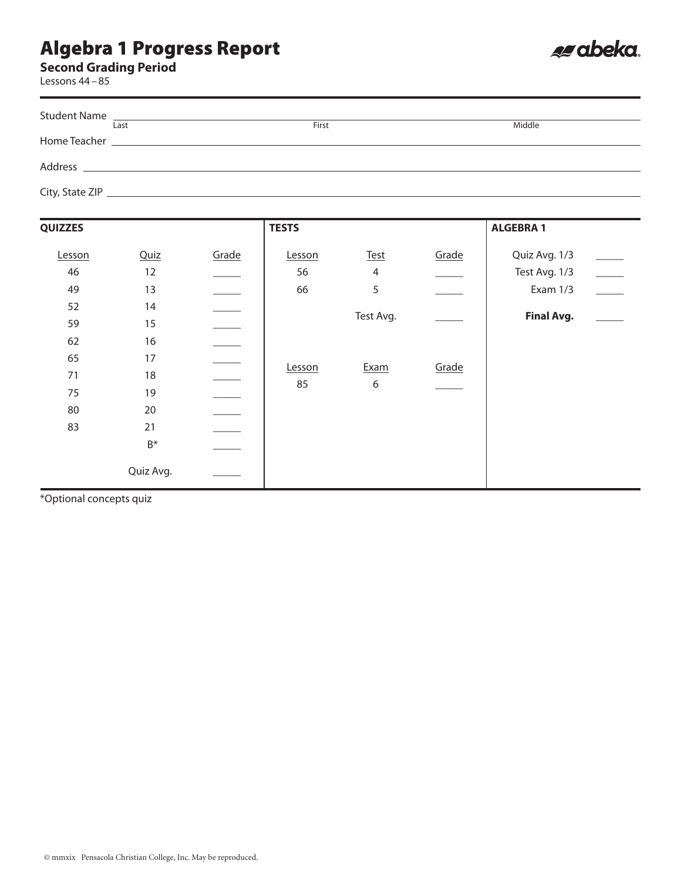# Algebra 1 Progress Report

## Second Grading Period

Lessons 44 – 85

Student Name ______________________________
Last First Middle

Home Teacher ______________________________

Address ______________________________

City, State ZIP ______________________________

**QUIZZES**

| Lesson | Quiz | Grade |
|---|---|---|
| 46 | 12 | _____ |
| 49 | 13 | _____ |
| 52 | 14 | _____ |
| 59 | 15 | _____ |
| 62 | 16 | _____ |
| 65 | 17 | _____ |
| 71 | 18 | _____ |
| 75 | 19 | _____ |
| 80 | 20 | _____ |
| 83 | 21 | _____ |
| | B* | _____ |
| | Quiz Avg. | _____ |

**TESTS**

| Lesson | Test | Grade |
|---|---|---|
| 56 | 4 | _____ |
| 66 | 5 | _____ |
| | Test Avg. | _____ |

| Lesson | Exam | Grade |
|---|---|---|
| 85 | 6 | _____ |

**ALGEBRA 1**

| | |
|---|---|
| Quiz Avg. 1/3 | _____ |
| Test Avg. 1/3 | _____ |
| Exam 1/3 | _____ |
| **Final Avg.** | _____ |

*Optional concepts quiz

© mmxix Pensacola Christian College, Inc. May be reproduced.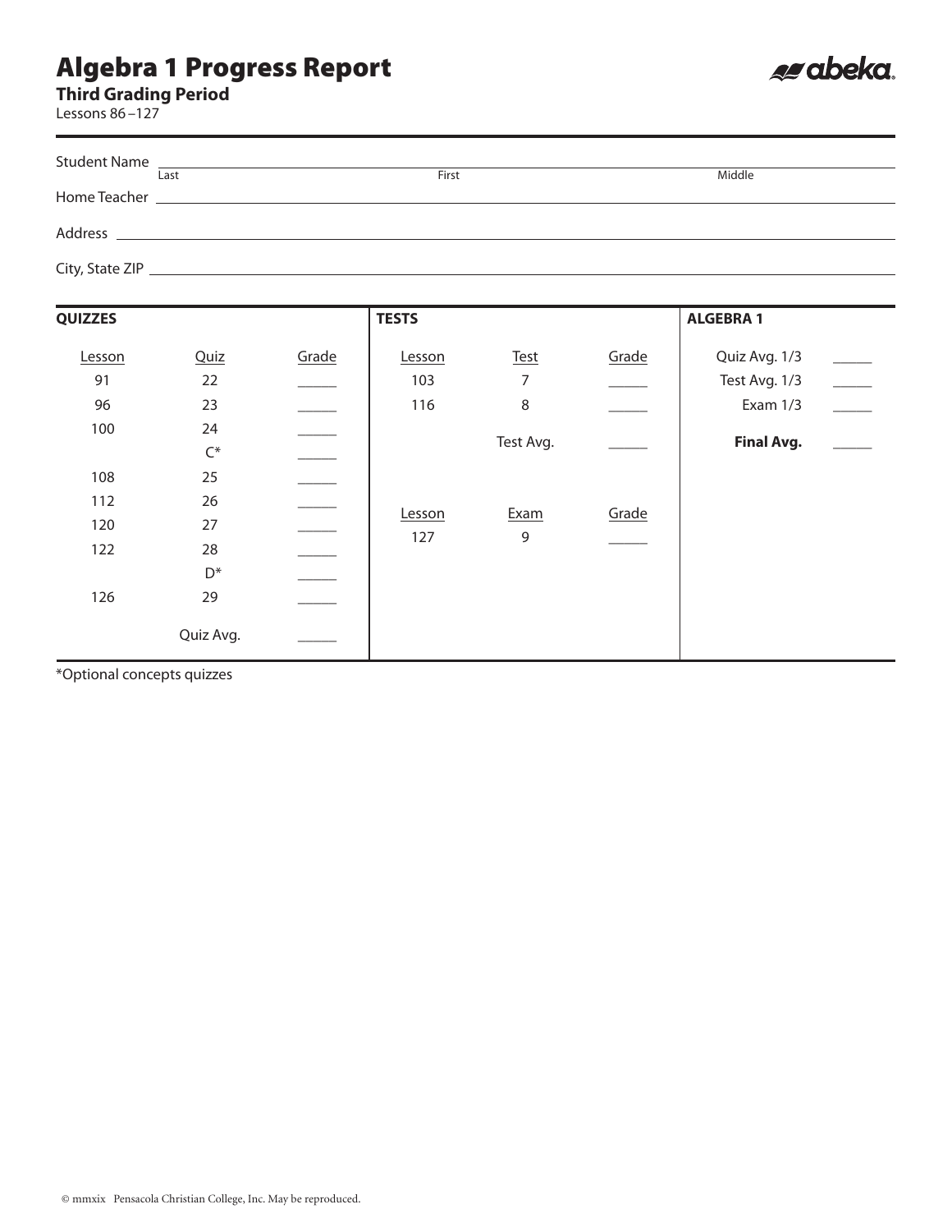# Algebra 1 Progress Report

**Third Grading Period**

Lessons 86 –127

abeka

Student Name ______________________________________________
Last First Middle

Home Teacher ______________________________________________

Address ______________________________________________

City, State ZIP ______________________________________________

**QUIZZES**

| Lesson | Quiz | Grade |
|---|---|---|
| 91 | 22 | _____ |
| 96 | 23 | _____ |
| 100 | 24 | _____ |
| | C* | _____ |
| 108 | 25 | _____ |
| 112 | 26 | _____ |
| 120 | 27 | _____ |
| 122 | 28 | _____ |
| | D* | _____ |
| 126 | 29 | _____ |
| | Quiz Avg. | _____ |

**TESTS**

| Lesson | Test | Grade |
|---|---|---|
| 103 | 7 | _____ |
| 116 | 8 | _____ |
| | Test Avg. | _____ |

| Lesson | Exam | Grade |
|---|---|---|
| 127 | 9 | _____ |

**ALGEBRA 1**

| | |
|---|---|
| Quiz Avg. 1/3 | _____ |
| Test Avg. 1/3 | _____ |
| Exam 1/3 | _____ |
| **Final Avg.** | _____ |

*Optional concepts quizzes

© mmxix Pensacola Christian College, Inc. May be reproduced.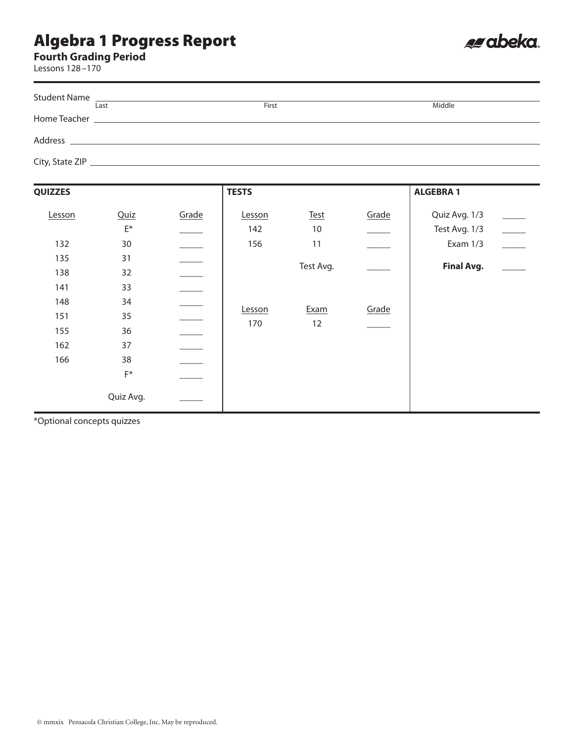# Algebra 1 Progress Report

**Fourth Grading Period**

Lessons 128 – 170

abeka

Student Name ______________________________
Last First Middle

Home Teacher ______________________________

Address ______________________________

City, State ZIP ______________________________

**QUIZZES**

| Lesson | Quiz | Grade |
|---|---|---|
| | E* | _____ |
| 132 | 30 | _____ |
| 135 | 31 | _____ |
| 138 | 32 | _____ |
| 141 | 33 | _____ |
| 148 | 34 | _____ |
| 151 | 35 | _____ |
| 155 | 36 | _____ |
| 162 | 37 | _____ |
| 166 | 38 | _____ |
| | F* | _____ |
| | Quiz Avg. | _____ |

**TESTS**

| Lesson | Test | Grade |
|---|---|---|
| 142 | 10 | _____ |
| 156 | 11 | _____ |
| | Test Avg. | _____ |

| Lesson | Exam | Grade |
|---|---|---|
| 170 | 12 | _____ |

**ALGEBRA 1**

| | |
|---|---|
| Quiz Avg. 1/3 | _____ |
| Test Avg. 1/3 | _____ |
| Exam 1/3 | _____ |
| **Final Avg.** | _____ |

*Optional concepts quizzes

© mmxix Pensacola Christian College, Inc. May be reproduced.